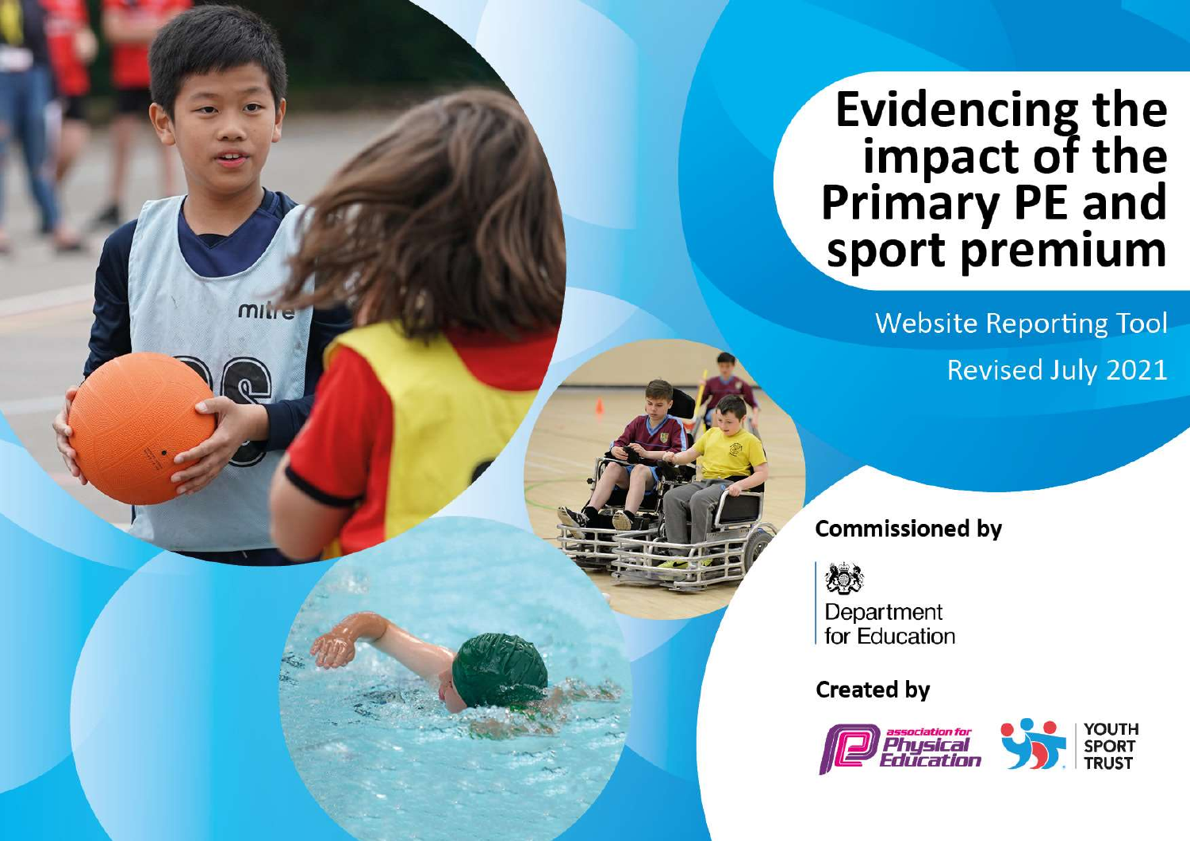# Evidencing the impact of the Primary PE and sport premium

Website Reporting Tool

Revised July 2021

**Commissioned by**

Department for Education

**Created by**

association for Physical Education

YOUTH SPORT TRUST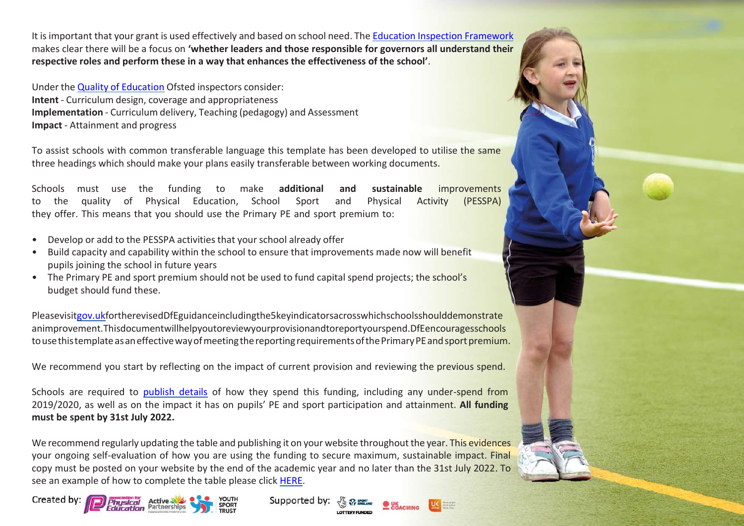It is important that your grant is used effectively and based on school need. The Education Inspection Framework makes clear there will be a focus on **'whether leaders and those responsible for governors all understand their respective roles and perform these in a way that enhances the effectiveness of the school'**.

Under the Quality of Education Ofsted inspectors consider:
**Intent** - Curriculum design, coverage and appropriateness
**Implementation** - Curriculum delivery, Teaching (pedagogy) and Assessment
**Impact** - Attainment and progress

To assist schools with common transferable language this template has been developed to utilise the same three headings which should make your plans easily transferable between working documents.

Schools must use the funding to make **additional and sustainable** improvements to the quality of Physical Education, School Sport and Physical Activity (PESSPA) they offer. This means that you should use the Primary PE and sport premium to:

- Develop or add to the PESSPA activities that your school already offer
- Build capacity and capability within the school to ensure that improvements made now will benefit pupils joining the school in future years
- The Primary PE and sport premium should not be used to fund capital spend projects; the school's budget should fund these.

Please visit gov.uk for the revised DfE guidance including the 5 key indicators across which schools should demonstrate an improvement. This document will help you to review your provision and to report your spend. DfE encourages schools to use this template as an effective way of meeting the reporting requirements of the Primary PE and sport premium.

We recommend you start by reflecting on the impact of current provision and reviewing the previous spend.

Schools are required to publish details of how they spend this funding, including any under-spend from 2019/2020, as well as on the impact it has on pupils' PE and sport participation and attainment. **All funding must be spent by 31st July 2022.**

We recommend regularly updating the table and publishing it on your website throughout the year. This evidences your ongoing self-evaluation of how you are using the funding to secure maximum, sustainable impact. Final copy must be posted on your website by the end of the academic year and no later than the 31st July 2022. To see an example of how to complete the table please click HERE.

Created by: Association for Physical Education, Active Partnerships, Youth Sport Trust

Supported by: Sport England, UK Coaching, UK Active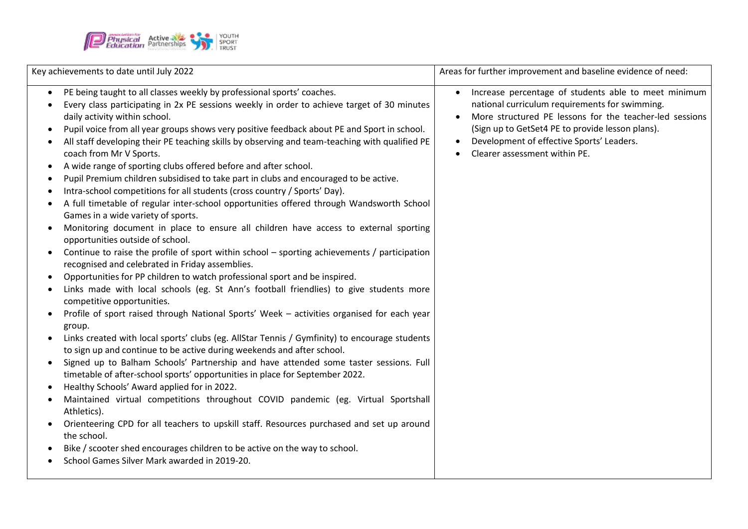| Key achievements to date until July 2022 | Areas for further improvement and baseline evidence of need: |
| --- | --- |
| • PE being taught to all classes weekly by professional sports' coaches.<br>• Every class participating in 2x PE sessions weekly in order to achieve target of 30 minutes daily activity within school.<br>• Pupil voice from all year groups shows very positive feedback about PE and Sport in school.<br>• All staff developing their PE teaching skills by observing and team-teaching with qualified PE coach from Mr V Sports.<br>• A wide range of sporting clubs offered before and after school.<br>• Pupil Premium children subsidised to take part in clubs and encouraged to be active.<br>• Intra-school competitions for all students (cross country / Sports' Day).<br>• A full timetable of regular inter-school opportunities offered through Wandsworth School Games in a wide variety of sports.<br>• Monitoring document in place to ensure all children have access to external sporting opportunities outside of school.<br>• Continue to raise the profile of sport within school – sporting achievements / participation recognised and celebrated in Friday assemblies.<br>• Opportunities for PP children to watch professional sport and be inspired.<br>• Links made with local schools (eg. St Ann's football friendlies) to give students more competitive opportunities.<br>• Profile of sport raised through National Sports' Week – activities organised for each year group.<br>• Links created with local sports' clubs (eg. AllStar Tennis / Gymfinity) to encourage students to sign up and continue to be active during weekends and after school.<br>• Signed up to Balham Schools' Partnership and have attended some taster sessions. Full timetable of after-school sports' opportunities in place for September 2022.<br>• Healthy Schools' Award applied for in 2022.<br>• Maintained virtual competitions throughout COVID pandemic (eg. Virtual Sportshall Athletics).<br>• Orienteering CPD for all teachers to upskill staff. Resources purchased and set up around the school.<br>• Bike / scooter shed encourages children to be active on the way to school.<br>• School Games Silver Mark awarded in 2019-20. | • Increase percentage of students able to meet minimum national curriculum requirements for swimming.<br>• More structured PE lessons for the teacher-led sessions (Sign up to GetSet4 PE to provide lesson plans).<br>• Development of effective Sports' Leaders.<br>• Clearer assessment within PE. |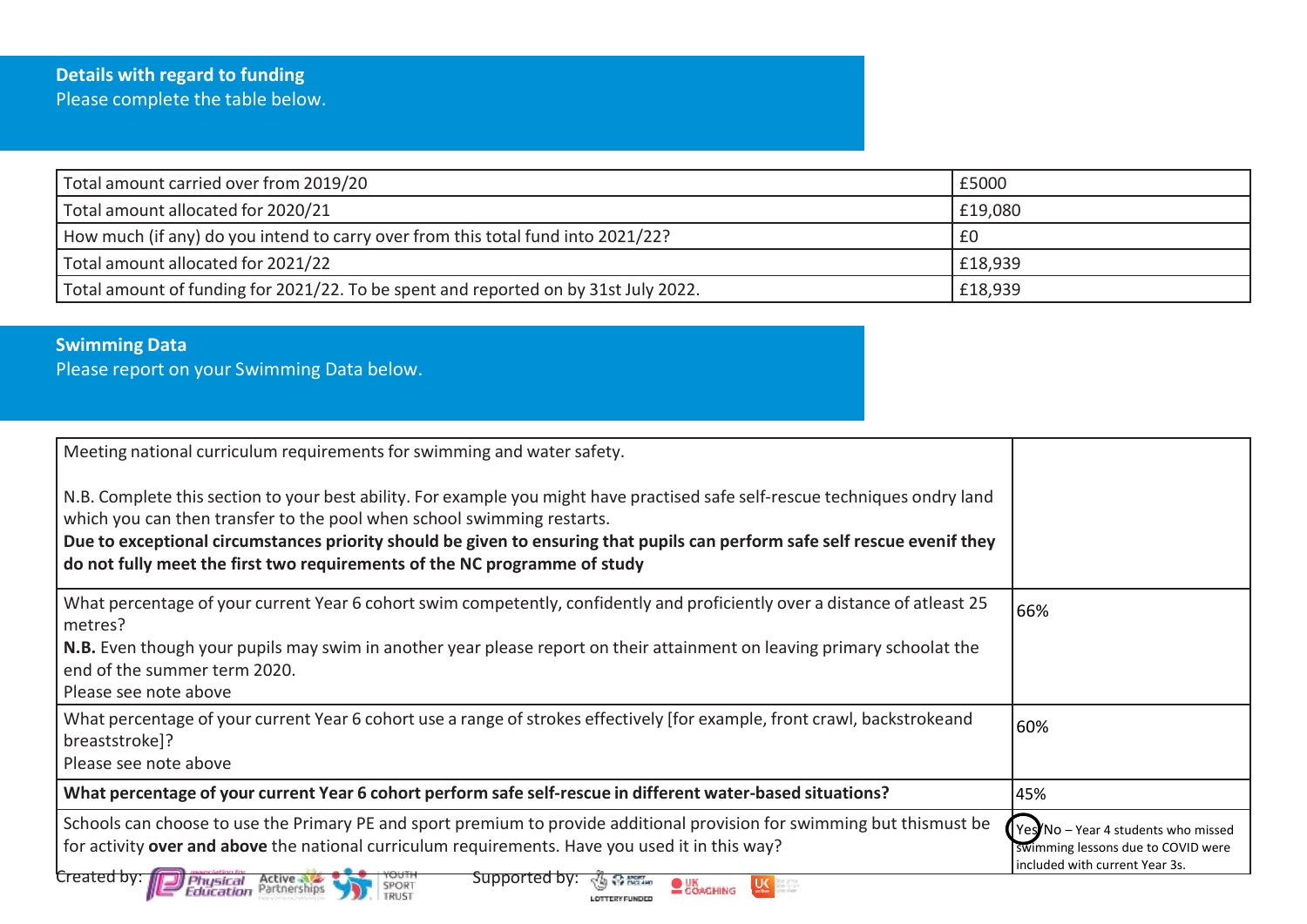## Details with regard to funding

Please complete the table below.

| | |
|---|---|
| Total amount carried over from 2019/20 | £5000 |
| Total amount allocated for 2020/21 | £19,080 |
| How much (if any) do you intend to carry over from this total fund into 2021/22? | £0 |
| Total amount allocated for 2021/22 | £18,939 |
| Total amount of funding for 2021/22. To be spent and reported on by 31st July 2022. | £18,939 |

## Swimming Data

Please report on your Swimming Data below.

| | |
|---|---|
| Meeting national curriculum requirements for swimming and water safety.<br><br>N.B. Complete this section to your best ability. For example you might have practised safe self-rescue techniques ondry land which you can then transfer to the pool when school swimming restarts.<br>**Due to exceptional circumstances priority should be given to ensuring that pupils can perform safe self rescue evenif they do not fully meet the first two requirements of the NC programme of study** | |
| What percentage of your current Year 6 cohort swim competently, confidently and proficiently over a distance of atleast 25 metres?<br>**N.B.** Even though your pupils may swim in another year please report on their attainment on leaving primary schoolat the end of the summer term 2020.<br>Please see note above | 66% |
| What percentage of your current Year 6 cohort use a range of strokes effectively [for example, front crawl, backstrokeand breaststroke]?<br>Please see note above | 60% |
| **What percentage of your current Year 6 cohort perform safe self-rescue in different water-based situations?** | 45% |
| Schools can choose to use the Primary PE and sport premium to provide additional provision for swimming but thismust be for activity **over and above** the national curriculum requirements. Have you used it in this way? | Yes/No – Year 4 students who missed swimming lessons due to COVID were included with current Year 3s. |

Created by: Physical Education, Active Partnerships, Youth Sport Trust Supported by: Sport England, UK Coaching, UK Active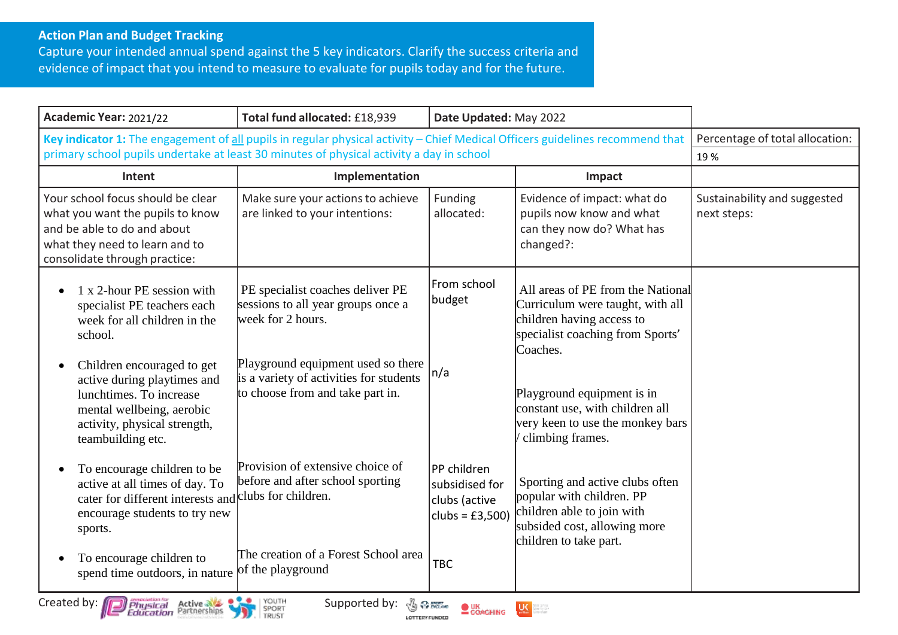**Action Plan and Budget Tracking**

Capture your intended annual spend against the 5 key indicators. Clarify the success criteria and evidence of impact that you intend to measure to evaluate for pupils today and for the future.

| **Academic Year:** 2021/22 | **Total fund allocated:** £18,939 | **Date Updated:** May 2022 | | |
|---|---|---|---|---|
| **Key indicator 1:** The engagement of all pupils in regular physical activity – Chief Medical Officers guidelines recommend that primary school pupils undertake at least 30 minutes of physical activity a day in school | | | | Percentage of total allocation: 19 % |
| **Intent** | **Implementation** | | **Impact** | |
| Your school focus should be clear what you want the pupils to know and be able to do and about what they need to learn and to consolidate through practice: | Make sure your actions to achieve are linked to your intentions: | Funding allocated: | Evidence of impact: what do pupils now know and what can they now do? What has changed?: | Sustainability and suggested next steps: |
| • 1 x 2-hour PE session with specialist PE teachers each week for all children in the school. | PE specialist coaches deliver PE sessions to all year groups once a week for 2 hours. | From school budget | All areas of PE from the National Curriculum were taught, with all children having access to specialist coaching from Sports' Coaches. | |
| • Children encouraged to get active during playtimes and lunchtimes. To increase mental wellbeing, aerobic activity, physical strength, teambuilding etc. | Playground equipment used so there is a variety of activities for students to choose from and take part in. | n/a | Playground equipment is in constant use, with children all very keen to use the monkey bars / climbing frames. | |
| • To encourage children to be active at all times of day. To cater for different interests and encourage students to try new sports. | Provision of extensive choice of before and after school sporting clubs for children. | PP children subsidised for clubs (active clubs = £3,500) | Sporting and active clubs often popular with children. PP children able to join with subsided cost, allowing more children to take part. | |
| • To encourage children to spend time outdoors, in nature | The creation of a Forest School area of the playground | TBC | | |

Created by: Association for Physical Education, Active Partnerships, Youth Sport Trust

Supported by: Sport England (Lottery Funded), UK Coaching, UK Active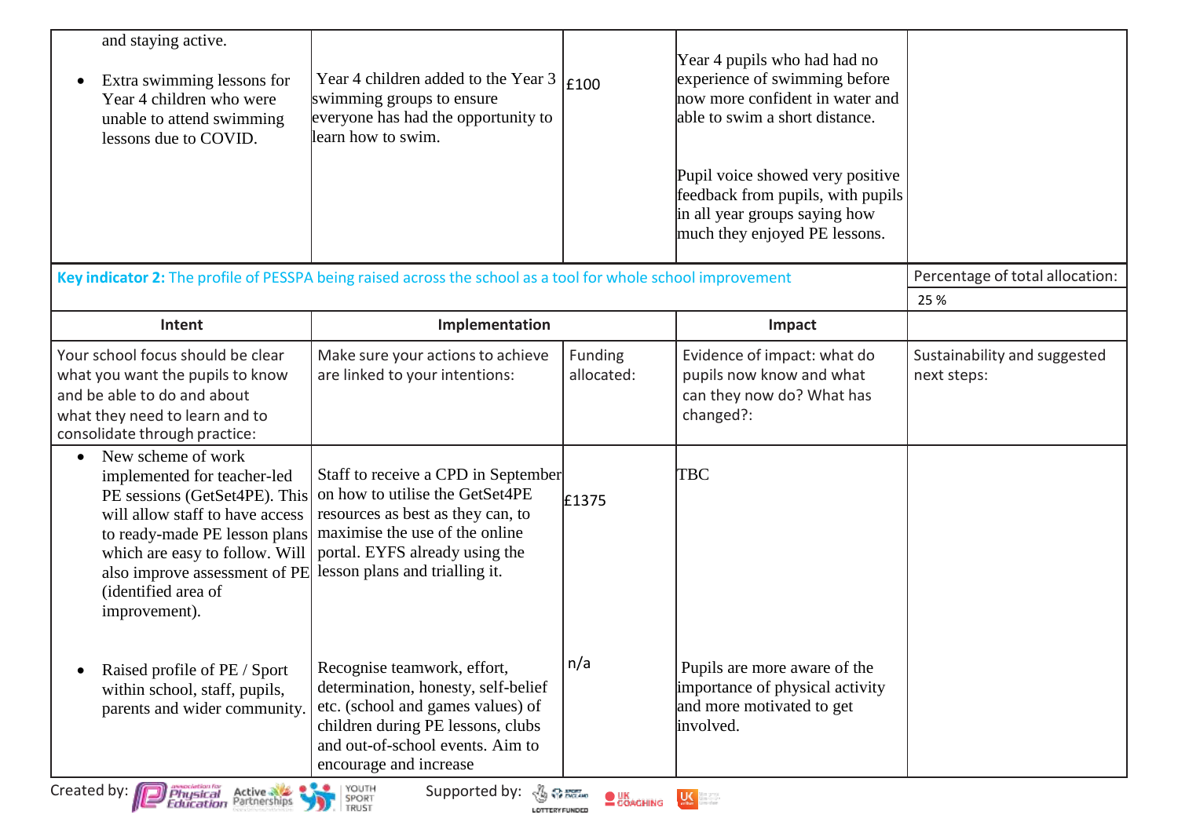| | | | | |
|---|---|---|---|---|
| and staying active.<br><br>• Extra swimming lessons for Year 4 children who were unable to attend swimming lessons due to COVID. | Year 4 children added to the Year 3 swimming groups to ensure everyone has had the opportunity to learn how to swim. | £100 | Year 4 pupils who had had no experience of swimming before now more confident in water and able to swim a short distance.<br><br>Pupil voice showed very positive feedback from pupils, with pupils in all year groups saying how much they enjoyed PE lessons. | |

| **Key indicator 2:** The profile of PESSPA being raised across the school as a tool for whole school improvement | | | | Percentage of total allocation:<br>25 % |
|---|---|---|---|---|
| **Intent** | **Implementation** | | **Impact** | |
| Your school focus should be clear what you want the pupils to know and be able to do and about what they need to learn and to consolidate through practice: | Make sure your actions to achieve are linked to your intentions: | Funding allocated: | Evidence of impact: what do pupils now know and what can they now do? What has changed?: | Sustainability and suggested next steps: |
| • New scheme of work implemented for teacher-led PE sessions (GetSet4PE). This will allow staff to have access to ready-made PE lesson plans which are easy to follow. Will also improve assessment of PE (identified area of improvement). | Staff to receive a CPD in September on how to utilise the GetSet4PE resources as best as they can, to maximise the use of the online portal. EYFS already using the lesson plans and trialling it. | £1375 | TBC | |
| • Raised profile of PE / Sport within school, staff, pupils, parents and wider community. | Recognise teamwork, effort, determination, honesty, self-belief etc. (school and games values) of children during PE lessons, clubs and out-of-school events. Aim to encourage and increase | n/a | Pupils are more aware of the importance of physical activity and more motivated to get involved. | |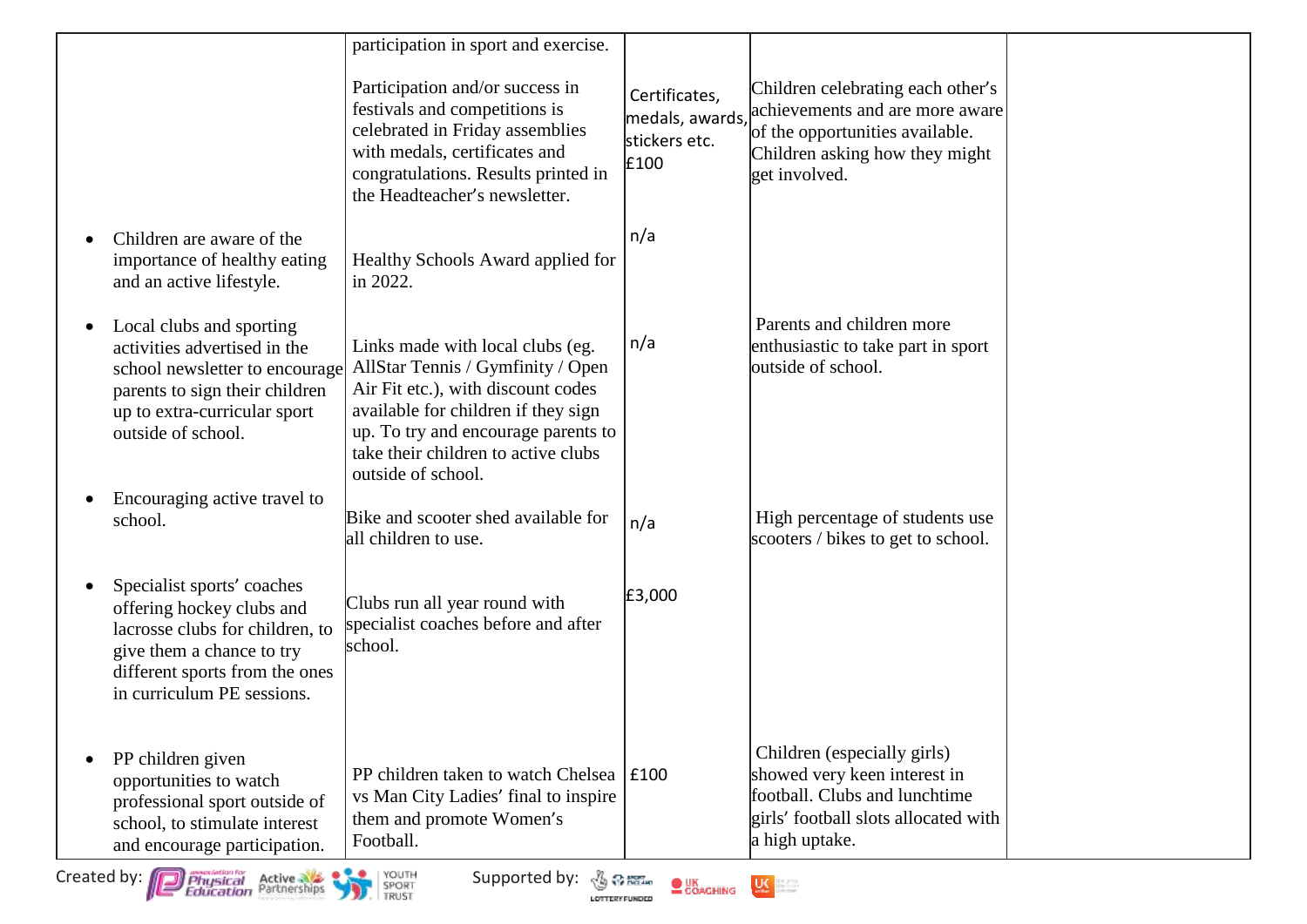| | | | | |
|---|---|---|---|---|
| | participation in sport and exercise. | | | |
| | Participation and/or success in festivals and competitions is celebrated in Friday assemblies with medals, certificates and congratulations. Results printed in the Headteacher's newsletter. | Certificates, medals, awards, stickers etc. £100 | Children celebrating each other's achievements and are more aware of the opportunities available. Children asking how they might get involved. | |
| • Children are aware of the importance of healthy eating and an active lifestyle. | Healthy Schools Award applied for in 2022. | n/a | | |
| • Local clubs and sporting activities advertised in the school newsletter to encourage parents to sign their children up to extra-curricular sport outside of school. | Links made with local clubs (eg. AllStar Tennis / Gymfinity / Open Air Fit etc.), with discount codes available for children if they sign up. To try and encourage parents to take their children to active clubs outside of school. | n/a | Parents and children more enthusiastic to take part in sport outside of school. | |
| • Encouraging active travel to school. | Bike and scooter shed available for all children to use. | n/a | High percentage of students use scooters / bikes to get to school. | |
| • Specialist sports' coaches offering hockey clubs and lacrosse clubs for children, to give them a chance to try different sports from the ones in curriculum PE sessions. | Clubs run all year round with specialist coaches before and after school. | £3,000 | | |
| • PP children given opportunities to watch professional sport outside of school, to stimulate interest and encourage participation. | PP children taken to watch Chelsea vs Man City Ladies' final to inspire them and promote Women's Football. | £100 | Children (especially girls) showed very keen interest in football. Clubs and lunchtime girls' football slots allocated with a high uptake. | |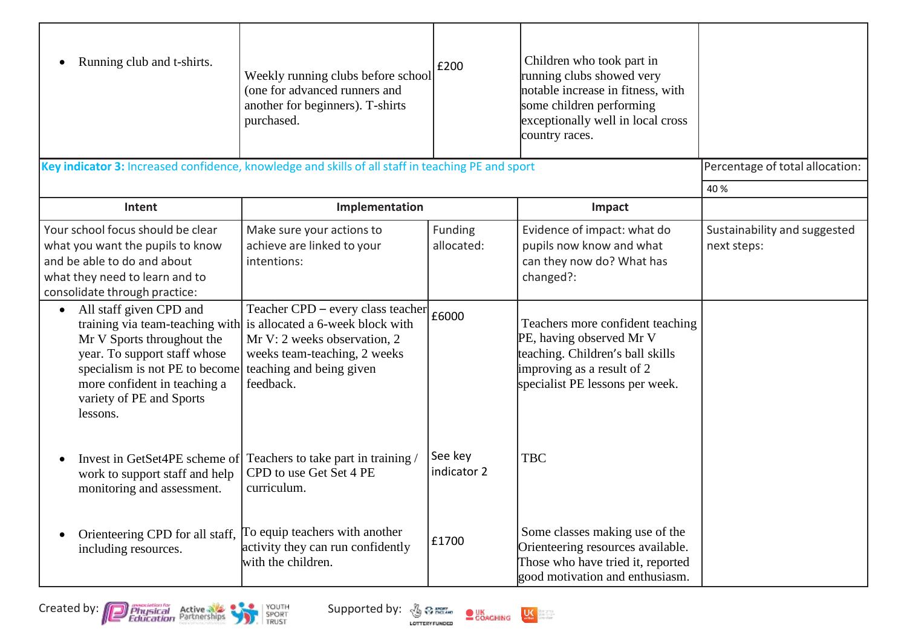| | | | | |
|---|---|---|---|---|
| • Running club and t-shirts. | Weekly running clubs before school (one for advanced runners and another for beginners). T-shirts purchased. | £200 | Children who took part in running clubs showed very notable increase in fitness, with some children performing exceptionally well in local cross country races. | |

| **Key indicator 3:** Increased confidence, knowledge and skills of all staff in teaching PE and sport | | | | Percentage of total allocation: 40 % |
|---|---|---|---|---|
| **Intent** | **Implementation** | | **Impact** | |
| Your school focus should be clear what you want the pupils to know and be able to do and about what they need to learn and to consolidate through practice: | Make sure your actions to achieve are linked to your intentions: | Funding allocated: | Evidence of impact: what do pupils now know and what can they now do? What has changed?: | Sustainability and suggested next steps: |
| • All staff given CPD and training via team-teaching with Mr V Sports throughout the year. To support staff whose specialism is not PE to become more confident in teaching a variety of PE and Sports lessons. | Teacher CPD – every class teacher is allocated a 6-week block with Mr V: 2 weeks observation, 2 weeks team-teaching, 2 weeks teaching and being given feedback. | £6000 | Teachers more confident teaching PE, having observed Mr V teaching. Children's ball skills improving as a result of 2 specialist PE lessons per week. | |
| • Invest in GetSet4PE scheme of work to support staff and help monitoring and assessment. | Teachers to take part in training / CPD to use Get Set 4 PE curriculum. | See key indicator 2 | TBC | |
| • Orienteering CPD for all staff, including resources. | To equip teachers with another activity they can run confidently with the children. | £1700 | Some classes making use of the Orienteering resources available. Those who have tried it, reported good motivation and enthusiasm. | |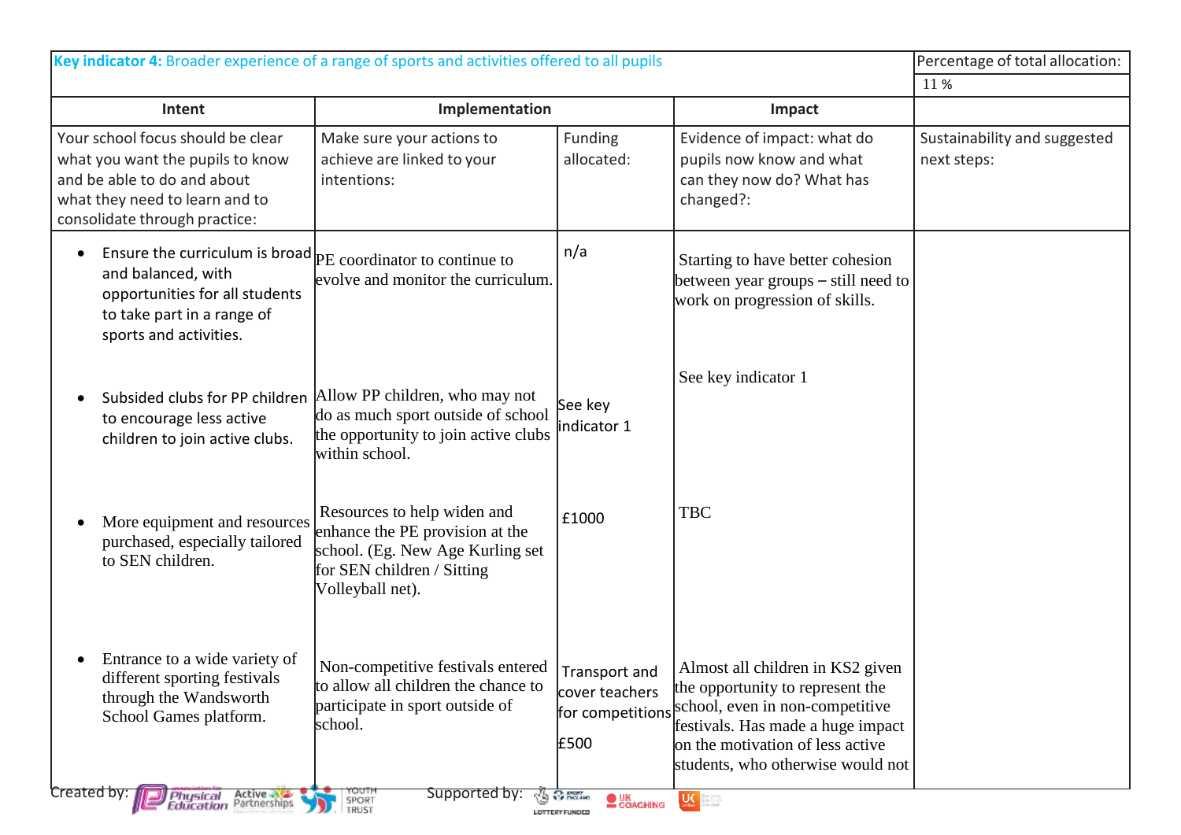| **Key indicator 4:** Broader experience of a range of sports and activities offered to all pupils | | | | Percentage of total allocation: |
|---|---|---|---|---|
| | | | | 11 % |
| **Intent** | **Implementation** | | **Impact** | |
| Your school focus should be clear what you want the pupils to know and be able to do and about what they need to learn and to consolidate through practice: | Make sure your actions to achieve are linked to your intentions: | Funding allocated: | Evidence of impact: what do pupils now know and what can they now do? What has changed?: | Sustainability and suggested next steps: |
| • Ensure the curriculum is broad and balanced, with opportunities for all students to take part in a range of sports and activities.<br><br>• Subsided clubs for PP children to encourage less active children to join active clubs.<br><br>• More equipment and resources purchased, especially tailored to SEN children.<br><br>• Entrance to a wide variety of different sporting festivals through the Wandsworth School Games platform. | PE coordinator to continue to evolve and monitor the curriculum.<br><br>Allow PP children, who may not do as much sport outside of school the opportunity to join active clubs within school.<br><br>Resources to help widen and enhance the PE provision at the school. (Eg. New Age Kurling set for SEN children / Sitting Volleyball net).<br><br>Non-competitive festivals entered to allow all children the chance to participate in sport outside of school. | n/a<br><br>See key indicator 1<br><br>£1000<br><br>Transport and cover teachers for competitions<br><br>£500 | Starting to have better cohesion between year groups – still need to work on progression of skills.<br><br>See key indicator 1<br><br>TBC<br><br>Almost all children in KS2 given the opportunity to represent the school, even in non-competitive festivals. Has made a huge impact on the motivation of less active students, who otherwise would not | |

Created by: Physical Education | Active Partnerships | Youth Sport Trust

Supported by: Sport England | UK Coaching | UK Active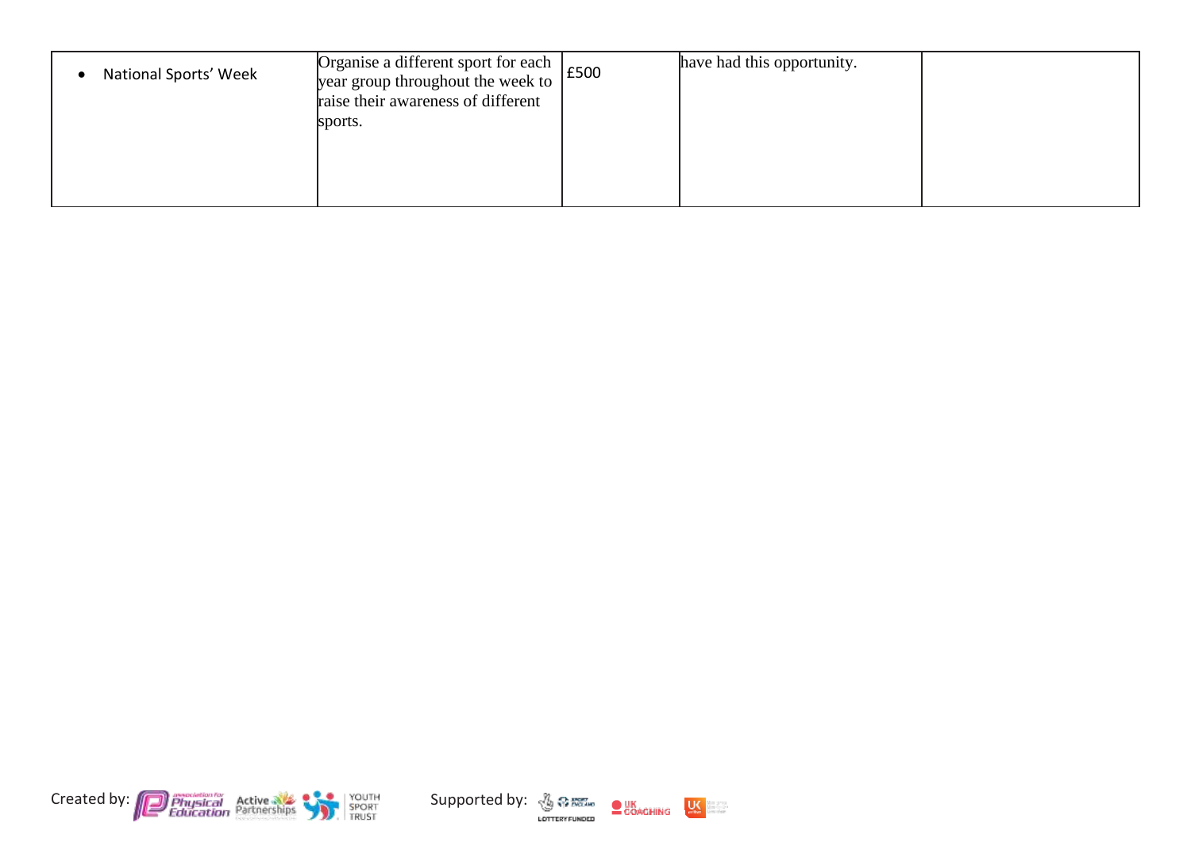| | | | | |
|---|---|---|---|---|
| • National Sports' Week | Organise a different sport for each year group throughout the week to raise their awareness of different sports. | £500 | have had this opportunity. | |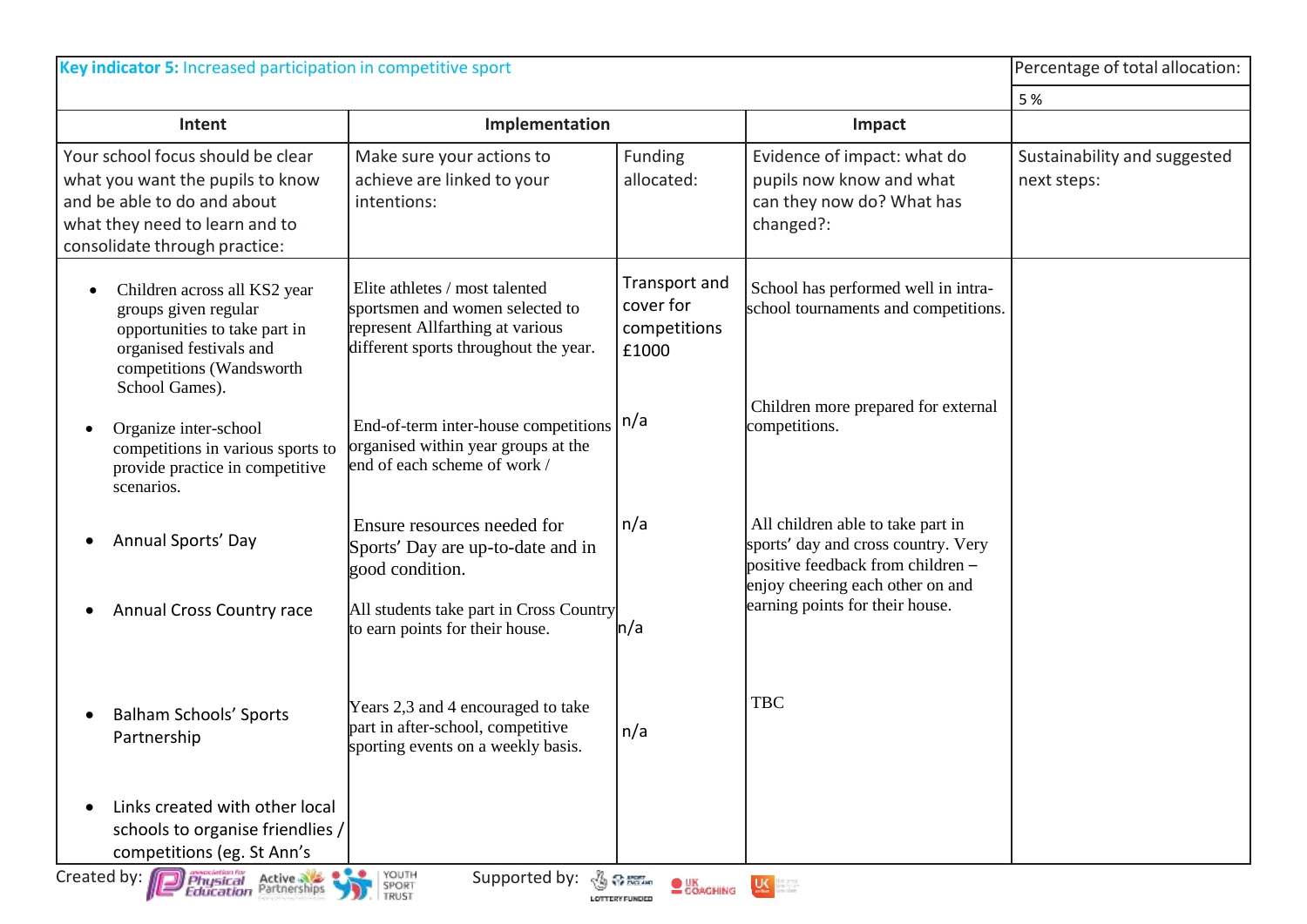| **Key indicator 5:** Increased participation in competitive sport | | | | Percentage of total allocation: |
|---|---|---|---|---|
| | | | | 5 % |
| **Intent** | **Implementation** | | **Impact** | |
| Your school focus should be clear what you want the pupils to know and be able to do and about what they need to learn and to consolidate through practice: | Make sure your actions to achieve are linked to your intentions: | Funding allocated: | Evidence of impact: what do pupils now know and what can they now do? What has changed?: | Sustainability and suggested next steps: |
| • Children across all KS2 year groups given regular opportunities to take part in organised festivals and competitions (Wandsworth School Games). | Elite athletes / most talented sportsmen and women selected to represent Allfarthing at various different sports throughout the year. | Transport and cover for competitions £1000 | School has performed well in intra-school tournaments and competitions. | |
| • Organize inter-school competitions in various sports to provide practice in competitive scenarios. | End-of-term inter-house competitions organised within year groups at the end of each scheme of work / | n/a | Children more prepared for external competitions. | |
| • Annual Sports' Day | Ensure resources needed for Sports' Day are up-to-date and in good condition. | n/a | All children able to take part in sports' day and cross country. Very positive feedback from children – enjoy cheering each other on and earning points for their house. | |
| • Annual Cross Country race | All students take part in Cross Country to earn points for their house. | n/a | | |
| • Balham Schools' Sports Partnership | Years 2,3 and 4 encouraged to take part in after-school, competitive sporting events on a weekly basis. | n/a | TBC | |
| • Links created with other local schools to organise friendlies / competitions (eg. St Ann's | | | | |

Created by: Association for Physical Education, Active Partnerships, Youth Sport Trust    Supported by: Sport England (Lottery Funded), UK Coaching, UK Active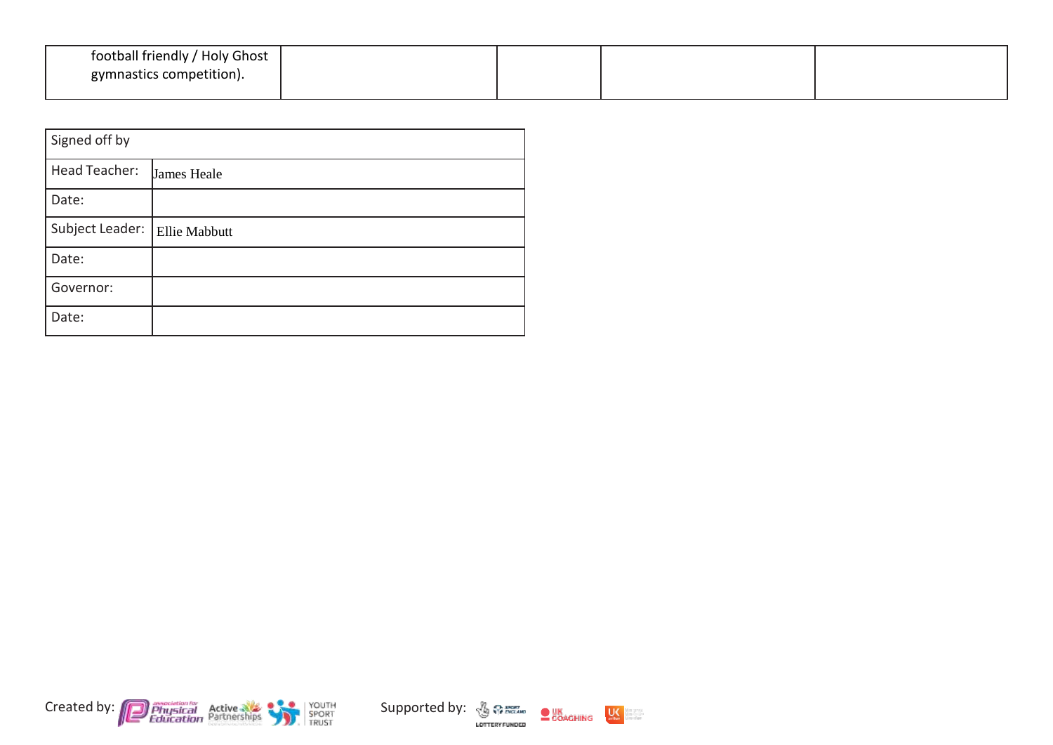| | | | | |
|---|---|---|---|---|
| football friendly / Holy Ghost gymnastics competition). | | | | |

| Signed off by | |
|---|---|
| Head Teacher: | James Heale |
| Date: | |
| Subject Leader: | Ellie Mabbutt |
| Date: | |
| Governor: | |
| Date: | |

Created by: Association for Physical Education, Active Partnerships, Youth Sport Trust

Supported by: Sport England Lottery Funded, UK Coaching, UK Active